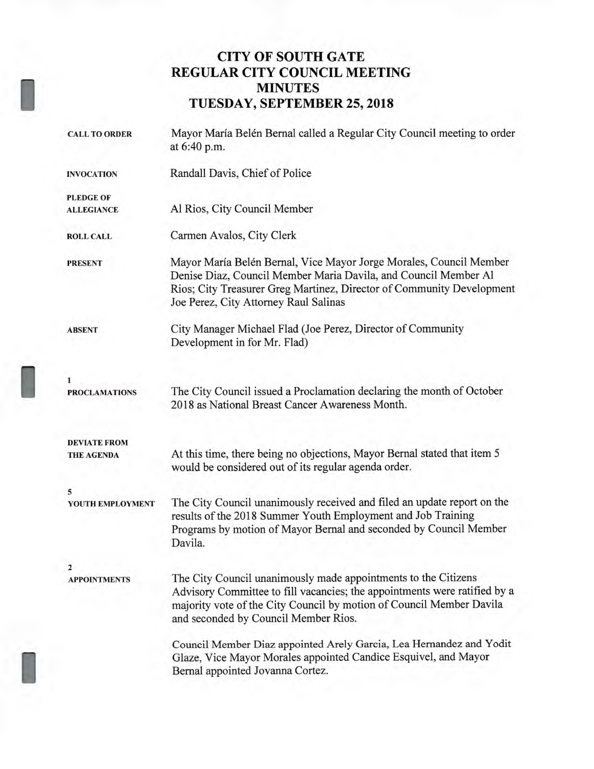# CITY OF SOUTH GATE
# REGULAR CITY COUNCIL MEETING
# MINUTES
# TUESDAY, SEPTEMBER 25, 2018

**CALL TO ORDER**
Mayor María Belén Bernal called a Regular City Council meeting to order at 6:40 p.m.

**INVOCATION**
Randall Davis, Chief of Police

**PLEDGE OF ALLEGIANCE**
Al Rios, City Council Member

**ROLL CALL**
Carmen Avalos, City Clerk

**PRESENT**
Mayor María Belén Bernal, Vice Mayor Jorge Morales, Council Member Denise Diaz, Council Member Maria Davila, and Council Member Al Rios; City Treasurer Greg Martinez, Director of Community Development Joe Perez, City Attorney Raul Salinas

**ABSENT**
City Manager Michael Flad (Joe Perez, Director of Community Development in for Mr. Flad)

**1**
**PROCLAMATIONS**
The City Council issued a Proclamation declaring the month of October 2018 as National Breast Cancer Awareness Month.

**DEVIATE FROM THE AGENDA**
At this time, there being no objections, Mayor Bernal stated that item 5 would be considered out of its regular agenda order.

**5**
**YOUTH EMPLOYMENT**
The City Council unanimously received and filed an update report on the results of the 2018 Summer Youth Employment and Job Training Programs by motion of Mayor Bernal and seconded by Council Member Davila.

**2**
**APPOINTMENTS**
The City Council unanimously made appointments to the Citizens Advisory Committee to fill vacancies; the appointments were ratified by a majority vote of the City Council by motion of Council Member Davila and seconded by Council Member Rios.

Council Member Diaz appointed Arely Garcia, Lea Hernandez and Yodit Glaze, Vice Mayor Morales appointed Candice Esquivel, and Mayor Bernal appointed Jovanna Cortez.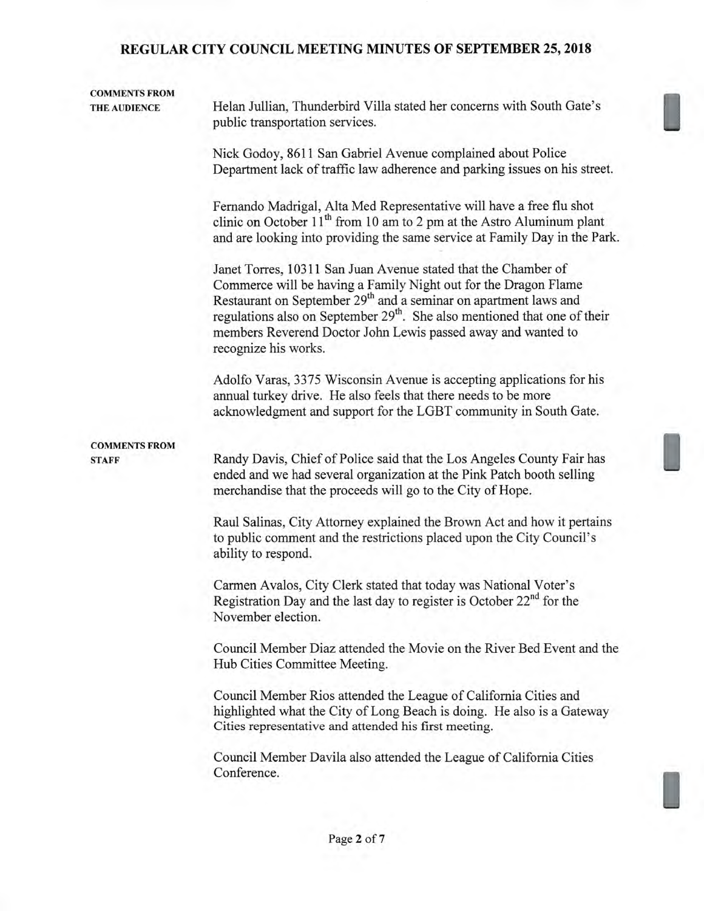**COMMENTS FROM THE AUDIENCE**

Helan Jullian, Thunderbird Villa stated her concerns with South Gate's public transportation services.

Nick Godoy, 8611 San Gabriel Avenue complained about Police Department lack of traffic law adherence and parking issues on his street.

Fernando Madrigal, Alta Med Representative will have a free flu shot clinic on October 11th from 10 am to 2 pm at the Astro Aluminum plant and are looking into providing the same service at Family Day in the Park.

Janet Torres, 10311 San Juan Avenue stated that the Chamber of Commerce will be having a Family Night out for the Dragon Flame Restaurant on September 29th and a seminar on apartment laws and regulations also on September 29th. She also mentioned that one of their members Reverend Doctor John Lewis passed away and wanted to recognize his works.

Adolfo Varas, 3375 Wisconsin Avenue is accepting applications for his annual turkey drive. He also feels that there needs to be more acknowledgment and support for the LGBT community in South Gate.

**COMMENTS FROM STAFF**

Randy Davis, Chief of Police said that the Los Angeles County Fair has ended and we had several organization at the Pink Patch booth selling merchandise that the proceeds will go to the City of Hope.

Raul Salinas, City Attorney explained the Brown Act and how it pertains to public comment and the restrictions placed upon the City Council's ability to respond.

Carmen Avalos, City Clerk stated that today was National Voter's Registration Day and the last day to register is October 22nd for the November election.

Council Member Diaz attended the Movie on the River Bed Event and the Hub Cities Committee Meeting.

Council Member Rios attended the League of California Cities and highlighted what the City of Long Beach is doing. He also is a Gateway Cities representative and attended his first meeting.

Council Member Davila also attended the League of California Cities Conference.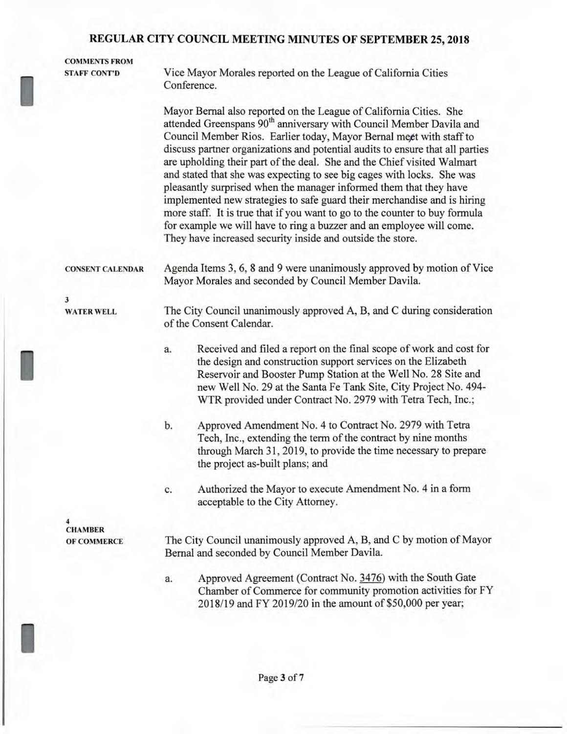## REGULAR CITY COUNCIL MEETING MINUTES OF SEPTEMBER 25, 2018

**COMMENTS FROM STAFF CONT'D**

Vice Mayor Morales reported on the League of California Cities Conference.

Mayor Bernal also reported on the League of California Cities. She attended Greenspans 90th anniversary with Council Member Davila and Council Member Rios. Earlier today, Mayor Bernal meet with staff to discuss partner organizations and potential audits to ensure that all parties are upholding their part of the deal. She and the Chief visited Walmart and stated that she was expecting to see big cages with locks. She was pleasantly surprised when the manager informed them that they have implemented new strategies to safe guard their merchandise and is hiring more staff. It is true that if you want to go to the counter to buy formula for example we will have to ring a buzzer and an employee will come. They have increased security inside and outside the store.

**CONSENT CALENDAR**

Agenda Items 3, 6, 8 and 9 were unanimously approved by motion of Vice Mayor Morales and seconded by Council Member Davila.

**3**
**WATER WELL**

The City Council unanimously approved A, B, and C during consideration of the Consent Calendar.

a. Received and filed a report on the final scope of work and cost for the design and construction support services on the Elizabeth Reservoir and Booster Pump Station at the Well No. 28 Site and new Well No. 29 at the Santa Fe Tank Site, City Project No. 494-WTR provided under Contract No. 2979 with Tetra Tech, Inc.;

b. Approved Amendment No. 4 to Contract No. 2979 with Tetra Tech, Inc., extending the term of the contract by nine months through March 31, 2019, to provide the time necessary to prepare the project as-built plans; and

c. Authorized the Mayor to execute Amendment No. 4 in a form acceptable to the City Attorney.

**4**
**CHAMBER OF COMMERCE**

The City Council unanimously approved A, B, and C by motion of Mayor Bernal and seconded by Council Member Davila.

a. Approved Agreement (Contract No. 3476) with the South Gate Chamber of Commerce for community promotion activities for FY 2018/19 and FY 2019/20 in the amount of $50,000 per year;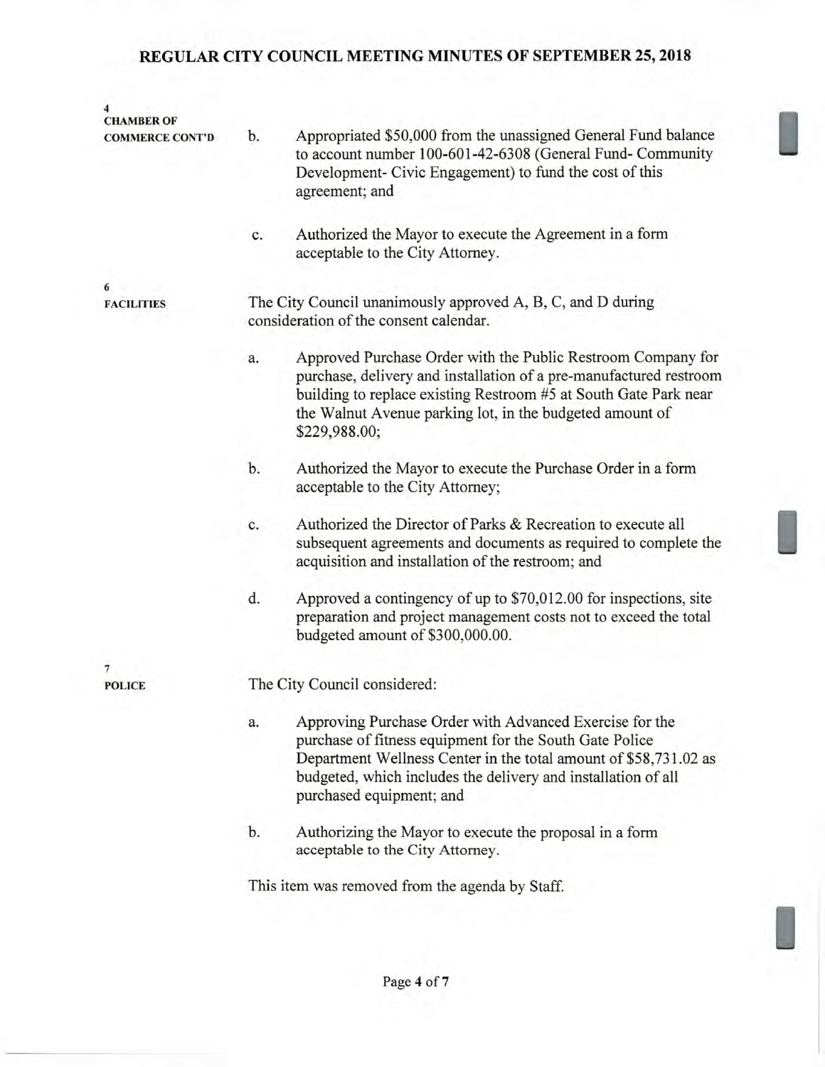**4**
**CHAMBER OF COMMERCE CONT'D**

b. Appropriated $50,000 from the unassigned General Fund balance to account number 100-601-42-6308 (General Fund- Community Development- Civic Engagement) to fund the cost of this agreement; and

c. Authorized the Mayor to execute the Agreement in a form acceptable to the City Attorney.

**6**
**FACILITIES**

The City Council unanimously approved A, B, C, and D during consideration of the consent calendar.

a. Approved Purchase Order with the Public Restroom Company for purchase, delivery and installation of a pre-manufactured restroom building to replace existing Restroom #5 at South Gate Park near the Walnut Avenue parking lot, in the budgeted amount of $229,988.00;

b. Authorized the Mayor to execute the Purchase Order in a form acceptable to the City Attorney;

c. Authorized the Director of Parks & Recreation to execute all subsequent agreements and documents as required to complete the acquisition and installation of the restroom; and

d. Approved a contingency of up to $70,012.00 for inspections, site preparation and project management costs not to exceed the total budgeted amount of $300,000.00.

**7**
**POLICE**

The City Council considered:

a. Approving Purchase Order with Advanced Exercise for the purchase of fitness equipment for the South Gate Police Department Wellness Center in the total amount of $58,731.02 as budgeted, which includes the delivery and installation of all purchased equipment; and

b. Authorizing the Mayor to execute the proposal in a form acceptable to the City Attorney.

This item was removed from the agenda by Staff.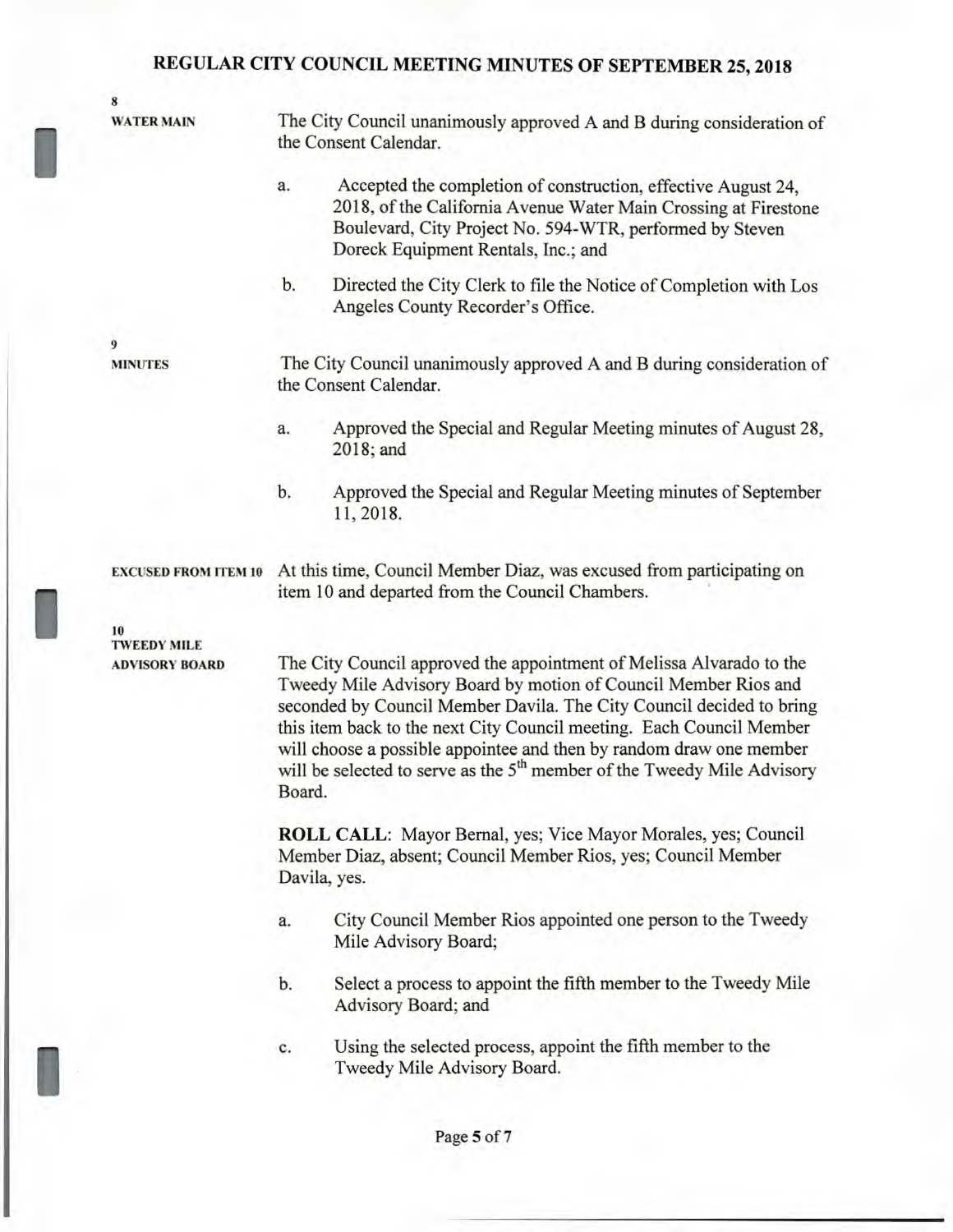# REGULAR CITY COUNCIL MEETING MINUTES OF SEPTEMBER 25, 2018

**8**
**WATER MAIN**

The City Council unanimously approved A and B during consideration of the Consent Calendar.

a. Accepted the completion of construction, effective August 24, 2018, of the California Avenue Water Main Crossing at Firestone Boulevard, City Project No. 594-WTR, performed by Steven Doreck Equipment Rentals, Inc.; and

b. Directed the City Clerk to file the Notice of Completion with Los Angeles County Recorder's Office.

**9**
**MINUTES**

The City Council unanimously approved A and B during consideration of the Consent Calendar.

a. Approved the Special and Regular Meeting minutes of August 28, 2018; and

b. Approved the Special and Regular Meeting minutes of September 11, 2018.

**EXCUSED FROM ITEM 10**

At this time, Council Member Diaz, was excused from participating on item 10 and departed from the Council Chambers.

**10**
**TWEEDY MILE ADVISORY BOARD**

The City Council approved the appointment of Melissa Alvarado to the Tweedy Mile Advisory Board by motion of Council Member Rios and seconded by Council Member Davila. The City Council decided to bring this item back to the next City Council meeting. Each Council Member will choose a possible appointee and then by random draw one member will be selected to serve as the 5th member of the Tweedy Mile Advisory Board.

**ROLL CALL**: Mayor Bernal, yes; Vice Mayor Morales, yes; Council Member Diaz, absent; Council Member Rios, yes; Council Member Davila, yes.

a. City Council Member Rios appointed one person to the Tweedy Mile Advisory Board;

b. Select a process to appoint the fifth member to the Tweedy Mile Advisory Board; and

c. Using the selected process, appoint the fifth member to the Tweedy Mile Advisory Board.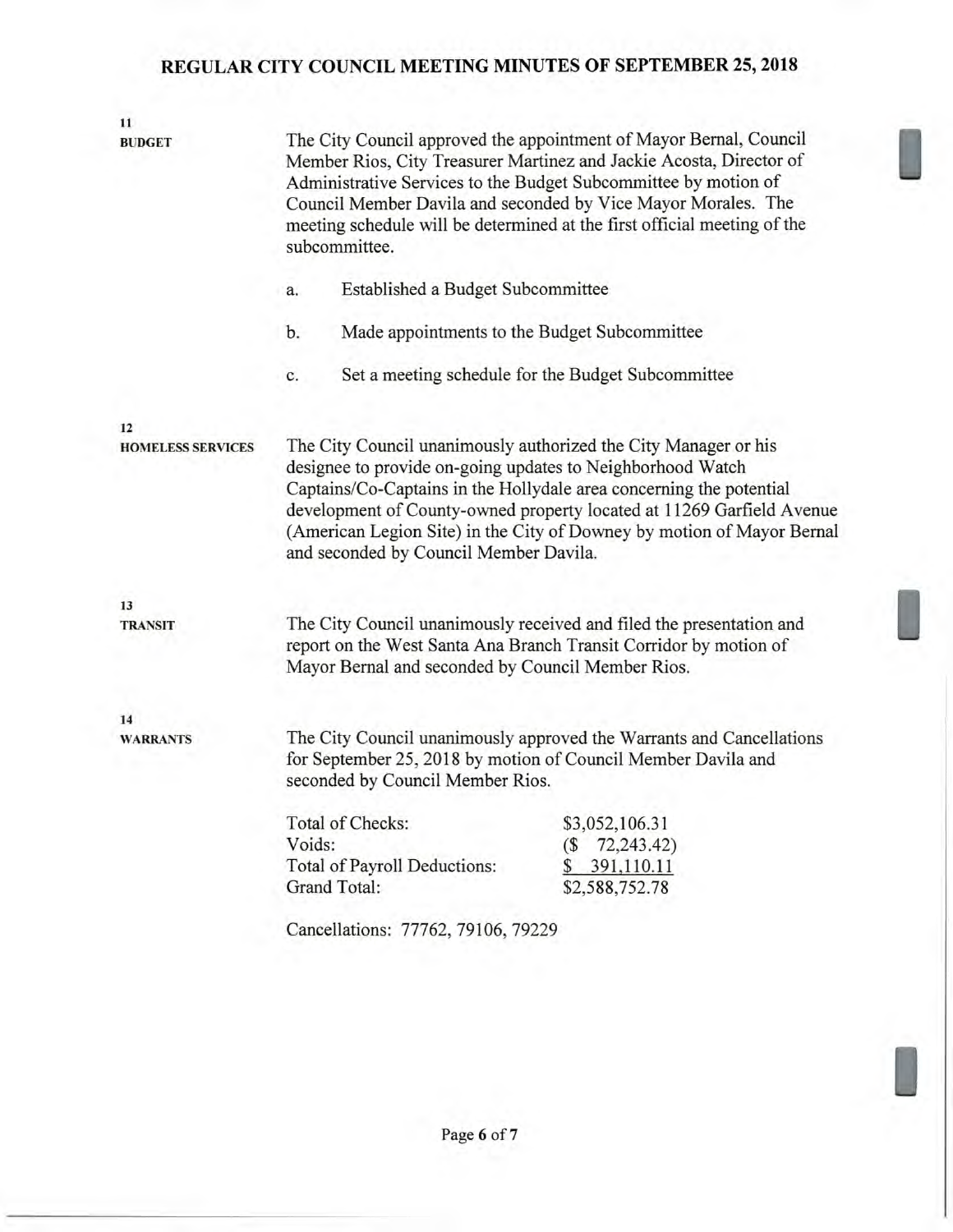**11**
**BUDGET**

The City Council approved the appointment of Mayor Bernal, Council Member Rios, City Treasurer Martinez and Jackie Acosta, Director of Administrative Services to the Budget Subcommittee by motion of Council Member Davila and seconded by Vice Mayor Morales. The meeting schedule will be determined at the first official meeting of the subcommittee.

a. Established a Budget Subcommittee

b. Made appointments to the Budget Subcommittee

c. Set a meeting schedule for the Budget Subcommittee

**12**
**HOMELESS SERVICES**

The City Council unanimously authorized the City Manager or his designee to provide on-going updates to Neighborhood Watch Captains/Co-Captains in the Hollydale area concerning the potential development of County-owned property located at 11269 Garfield Avenue (American Legion Site) in the City of Downey by motion of Mayor Bernal and seconded by Council Member Davila.

**13**
**TRANSIT**

The City Council unanimously received and filed the presentation and report on the West Santa Ana Branch Transit Corridor by motion of Mayor Bernal and seconded by Council Member Rios.

**14**
**WARRANTS**

The City Council unanimously approved the Warrants and Cancellations for September 25, 2018 by motion of Council Member Davila and seconded by Council Member Rios.

| | |
|---|---|
| Total of Checks: | $3,052,106.31 |
| Voids: | ($ 72,243.42) |
| Total of Payroll Deductions: | $ 391,110.11 |
| Grand Total: | $2,588,752.78 |

Cancellations: 77762, 79106, 79229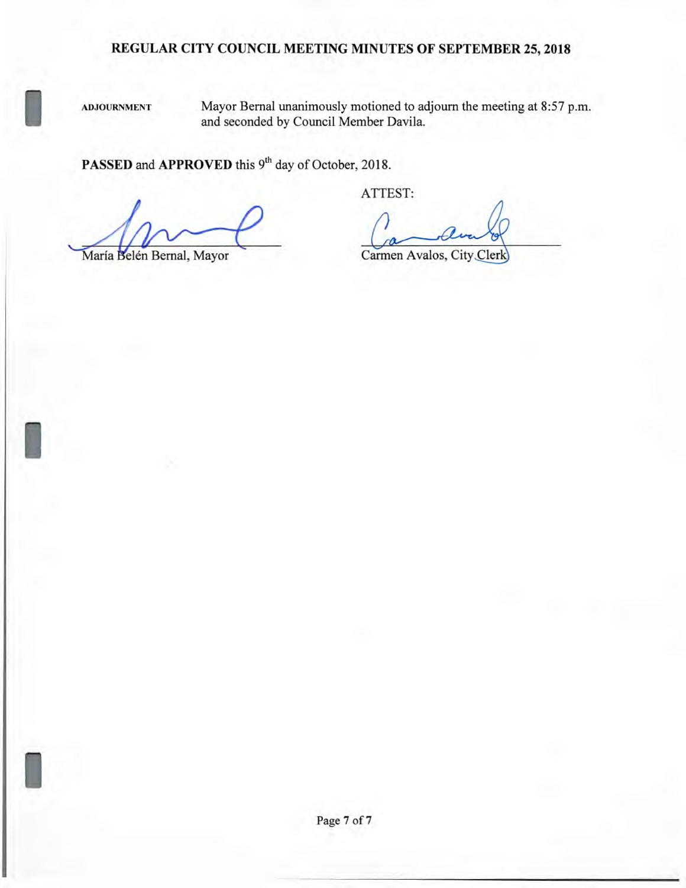**ADJOURNMENT** Mayor Bernal unanimously motioned to adjourn the meeting at 8:57 p.m. and seconded by Council Member Davila.

**PASSED** and **APPROVED** this 9th day of October, 2018.

María Belén Bernal, Mayor

ATTEST:

Carmen Avalos, City Clerk